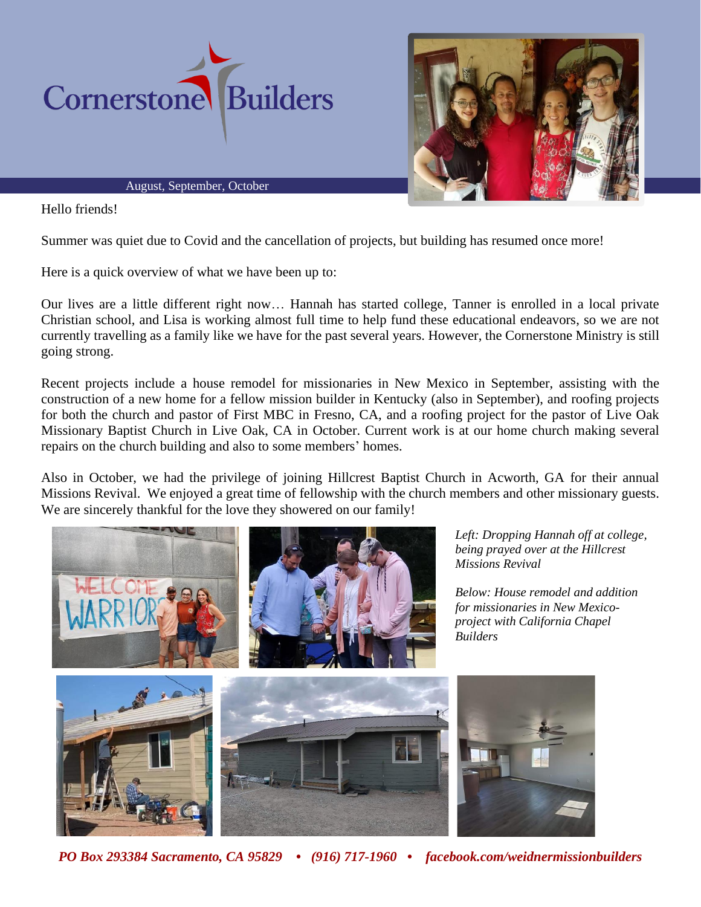# Cornerstone Builders

August, September, October

Hello friends!

Summer was quiet due to Covid and the cancellation of projects, but building has resumed once more!

Here is a quick overview of what we have been up to:

Our lives are a little different right now… Hannah has started college, Tanner is enrolled in a local private Christian school, and Lisa is working almost full time to help fund these educational endeavors, so we are not currently travelling as a family like we have for the past several years. However, the Cornerstone Ministry is still going strong.

Recent projects include a house remodel for missionaries in New Mexico in September, assisting with the construction of a new home for a fellow mission builder in Kentucky (also in September), and roofing projects for both the church and pastor of First MBC in Fresno, CA, and a roofing project for the pastor of Live Oak Missionary Baptist Church in Live Oak, CA in October. Current work is at our home church making several repairs on the church building and also to some members' homes.

Also in October, we had the privilege of joining Hillcrest Baptist Church in Acworth, GA for their annual Missions Revival. We enjoyed a great time of fellowship with the church members and other missionary guests. We are sincerely thankful for the love they showered on our family!

*Left: Dropping Hannah off at college, being prayed over at the Hillcrest Missions Revival*

*Below: House remodel and addition for missionaries in New Mexico-project with California Chapel Builders*

*PO Box 293384 Sacramento, CA 95829 • (916) 717-1960 • facebook.com/weidnermissionbuilders*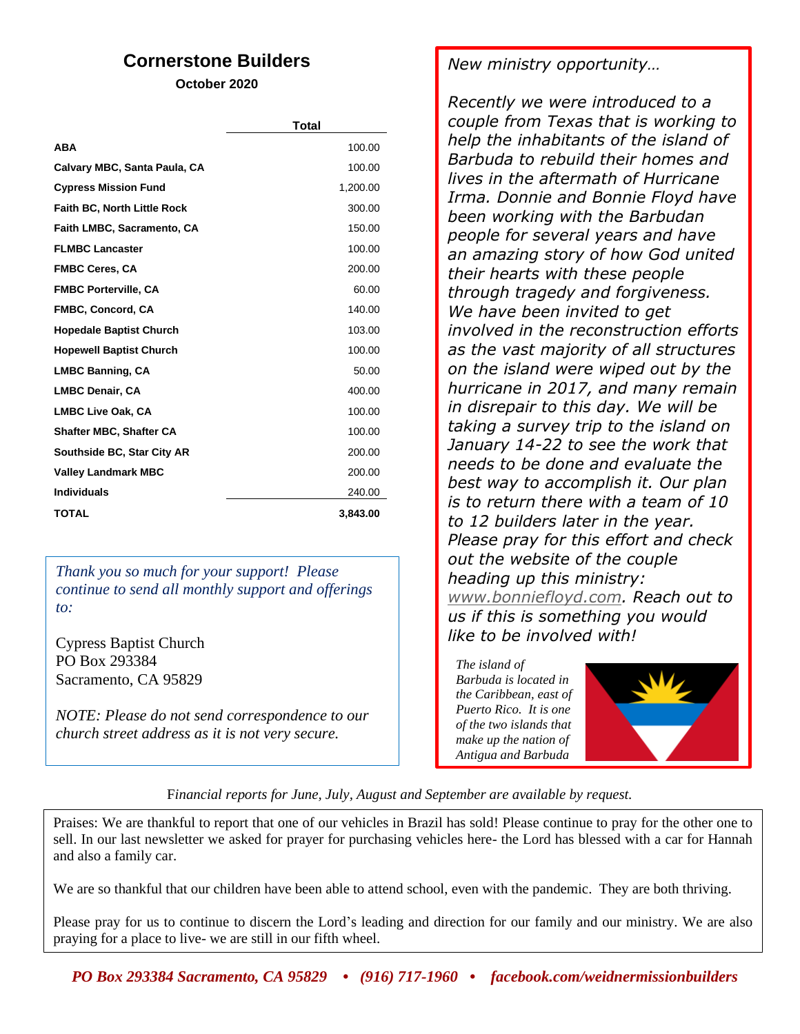## Cornerstone Builders

**October 2020**

| | Total |
|---|---|
| **ABA** | 100.00 |
| **Calvary MBC, Santa Paula, CA** | 100.00 |
| **Cypress Mission Fund** | 1,200.00 |
| **Faith BC, North Little Rock** | 300.00 |
| **Faith LMBC, Sacramento, CA** | 150.00 |
| **FLMBC Lancaster** | 100.00 |
| **FMBC Ceres, CA** | 200.00 |
| **FMBC Porterville, CA** | 60.00 |
| **FMBC, Concord, CA** | 140.00 |
| **Hopedale Baptist Church** | 103.00 |
| **Hopewell Baptist Church** | 100.00 |
| **LMBC Banning, CA** | 50.00 |
| **LMBC Denair, CA** | 400.00 |
| **LMBC Live Oak, CA** | 100.00 |
| **Shafter MBC, Shafter CA** | 100.00 |
| **Southside BC, Star City AR** | 200.00 |
| **Valley Landmark MBC** | 200.00 |
| **Individuals** | 240.00 |
| **TOTAL** | **3,843.00** |

*Thank you so much for your support! Please continue to send all monthly support and offerings to:*

Cypress Baptist Church
PO Box 293384
Sacramento, CA 95829

*NOTE: Please do not send correspondence to our church street address as it is not very secure.*

*New ministry opportunity…*

*Recently we were introduced to a couple from Texas that is working to help the inhabitants of the island of Barbuda to rebuild their homes and lives in the aftermath of Hurricane Irma. Donnie and Bonnie Floyd have been working with the Barbudan people for several years and have an amazing story of how God united their hearts with these people through tragedy and forgiveness. We have been invited to get involved in the reconstruction efforts as the vast majority of all structures on the island were wiped out by the hurricane in 2017, and many remain in disrepair to this day. We will be taking a survey trip to the island on January 14-22 to see the work that needs to be done and evaluate the best way to accomplish it. Our plan is to return there with a team of 10 to 12 builders later in the year. Please pray for this effort and check out the website of the couple heading up this ministry: www.bonniefloyd.com. Reach out to us if this is something you would like to be involved with!*

*The island of Barbuda is located in the Caribbean, east of Puerto Rico. It is one of the two islands that make up the nation of Antigua and Barbuda*

*Financial reports for June, July, August and September are available by request.*

Praises: We are thankful to report that one of our vehicles in Brazil has sold! Please continue to pray for the other one to sell. In our last newsletter we asked for prayer for purchasing vehicles here- the Lord has blessed with a car for Hannah and also a family car.

We are so thankful that our children have been able to attend school, even with the pandemic. They are both thriving.

Please pray for us to continue to discern the Lord's leading and direction for our family and our ministry. We are also praying for a place to live- we are still in our fifth wheel.

*PO Box 293384 Sacramento, CA 95829 • (916) 717-1960 • facebook.com/weidnermissionbuilders*